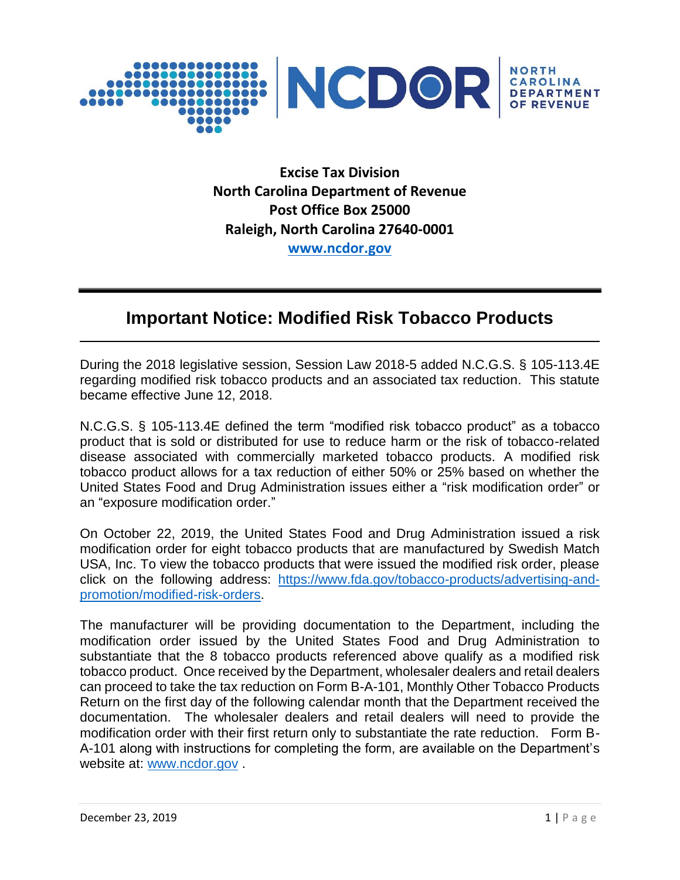**Excise Tax Division**
**North Carolina Department of Revenue**
**Post Office Box 25000**
**Raleigh, North Carolina 27640-0001**
**www.ncdor.gov**

# Important Notice: Modified Risk Tobacco Products

During the 2018 legislative session, Session Law 2018-5 added N.C.G.S. § 105-113.4E regarding modified risk tobacco products and an associated tax reduction. This statute became effective June 12, 2018.

N.C.G.S. § 105-113.4E defined the term "modified risk tobacco product" as a tobacco product that is sold or distributed for use to reduce harm or the risk of tobacco-related disease associated with commercially marketed tobacco products. A modified risk tobacco product allows for a tax reduction of either 50% or 25% based on whether the United States Food and Drug Administration issues either a "risk modification order" or an "exposure modification order."

On October 22, 2019, the United States Food and Drug Administration issued a risk modification order for eight tobacco products that are manufactured by Swedish Match USA, Inc. To view the tobacco products that were issued the modified risk order, please click on the following address: https://www.fda.gov/tobacco-products/advertising-and-promotion/modified-risk-orders.

The manufacturer will be providing documentation to the Department, including the modification order issued by the United States Food and Drug Administration to substantiate that the 8 tobacco products referenced above qualify as a modified risk tobacco product. Once received by the Department, wholesaler dealers and retail dealers can proceed to take the tax reduction on Form B-A-101, Monthly Other Tobacco Products Return on the first day of the following calendar month that the Department received the documentation. The wholesaler dealers and retail dealers will need to provide the modification order with their first return only to substantiate the rate reduction. Form B-A-101 along with instructions for completing the form, are available on the Department's website at: www.ncdor.gov .

December 23, 2019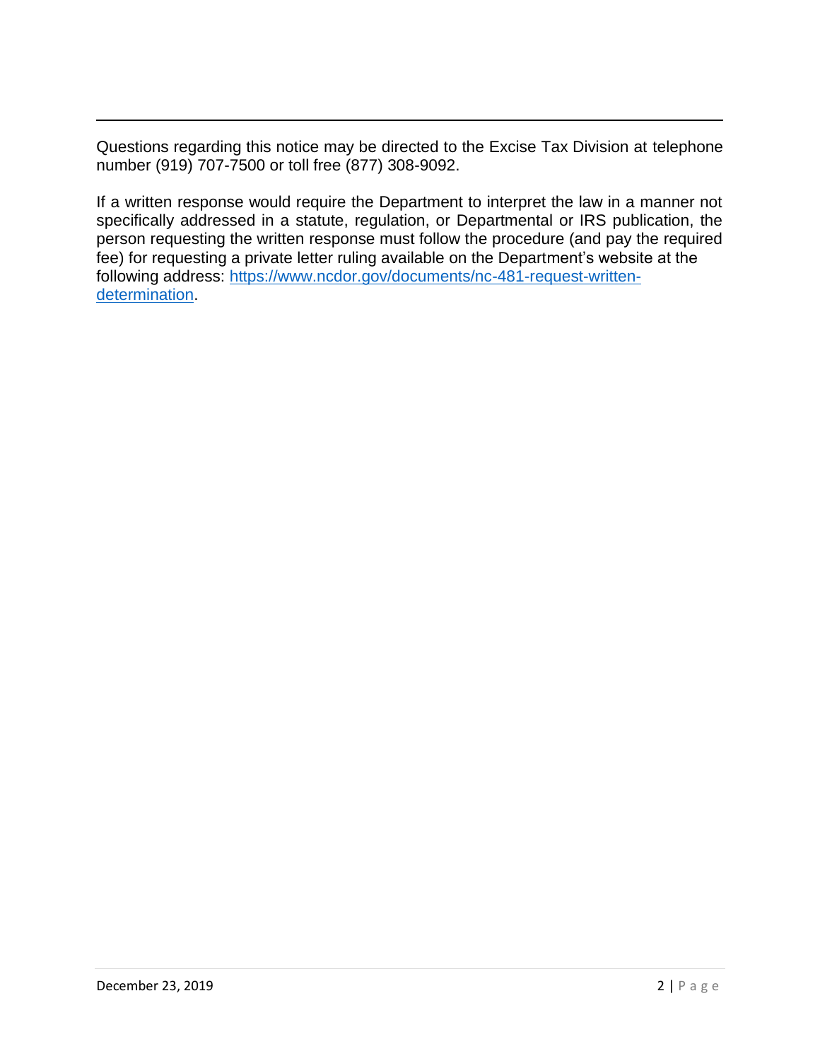---

Questions regarding this notice may be directed to the Excise Tax Division at telephone number (919) 707-7500 or toll free (877) 308-9092.

If a written response would require the Department to interpret the law in a manner not specifically addressed in a statute, regulation, or Departmental or IRS publication, the person requesting the written response must follow the procedure (and pay the required fee) for requesting a private letter ruling available on the Department's website at the following address: [https://www.ncdor.gov/documents/nc-481-request-written-determination](https://www.ncdor.gov/documents/nc-481-request-written-determination).